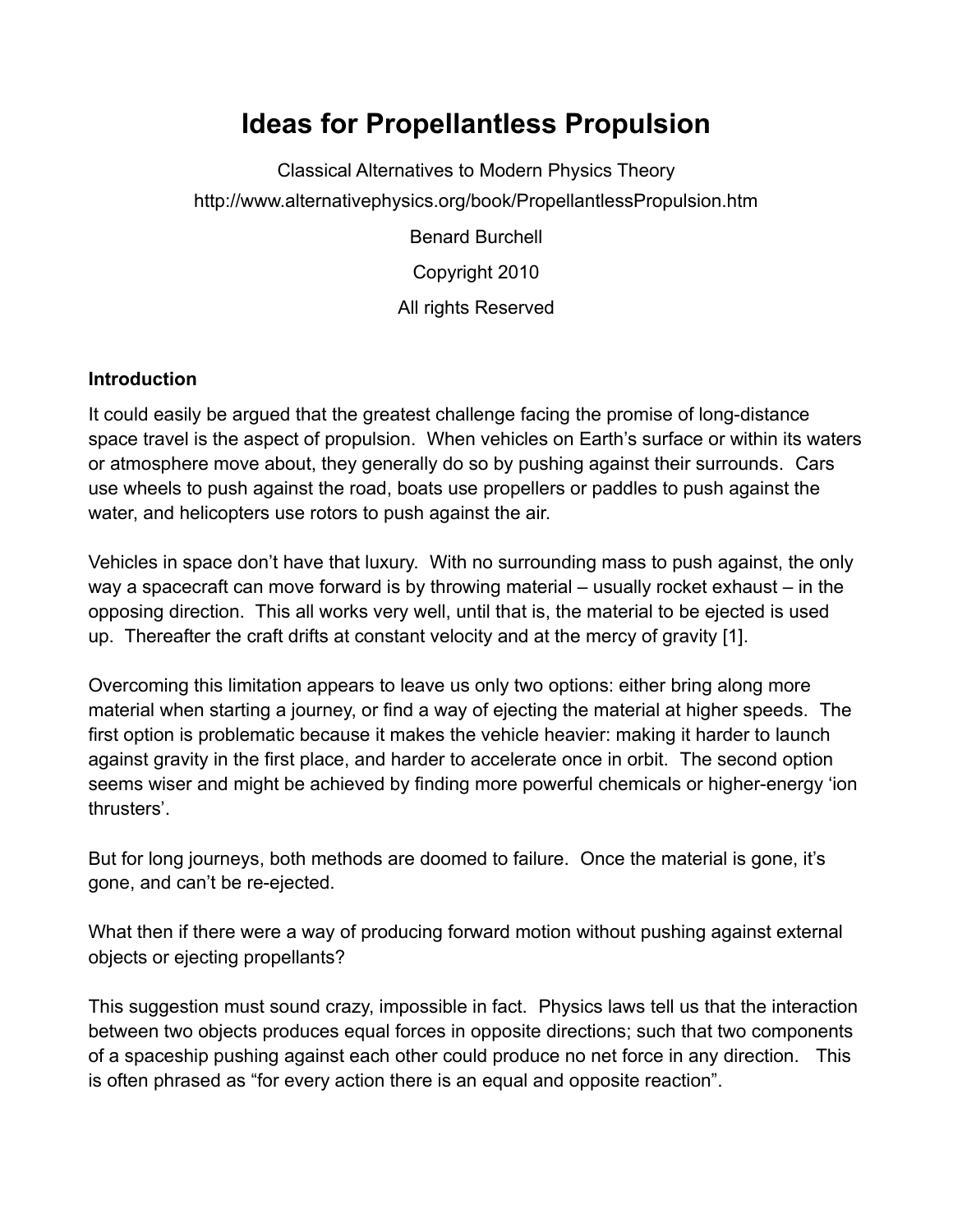# Ideas for Propellantless Propulsion

Classical Alternatives to Modern Physics Theory

http://www.alternativephysics.org/book/PropellantlessPropulsion.htm

Benard Burchell

Copyright 2010

All rights Reserved

### Introduction

It could easily be argued that the greatest challenge facing the promise of long-distance space travel is the aspect of propulsion. When vehicles on Earth's surface or within its waters or atmosphere move about, they generally do so by pushing against their surrounds. Cars use wheels to push against the road, boats use propellers or paddles to push against the water, and helicopters use rotors to push against the air.

Vehicles in space don't have that luxury. With no surrounding mass to push against, the only way a spacecraft can move forward is by throwing material – usually rocket exhaust – in the opposing direction. This all works very well, until that is, the material to be ejected is used up. Thereafter the craft drifts at constant velocity and at the mercy of gravity [1].

Overcoming this limitation appears to leave us only two options: either bring along more material when starting a journey, or find a way of ejecting the material at higher speeds. The first option is problematic because it makes the vehicle heavier: making it harder to launch against gravity in the first place, and harder to accelerate once in orbit. The second option seems wiser and might be achieved by finding more powerful chemicals or higher-energy 'ion thrusters'.

But for long journeys, both methods are doomed to failure. Once the material is gone, it's gone, and can't be re-ejected.

What then if there were a way of producing forward motion without pushing against external objects or ejecting propellants?

This suggestion must sound crazy, impossible in fact. Physics laws tell us that the interaction between two objects produces equal forces in opposite directions; such that two components of a spaceship pushing against each other could produce no net force in any direction. This is often phrased as "for every action there is an equal and opposite reaction".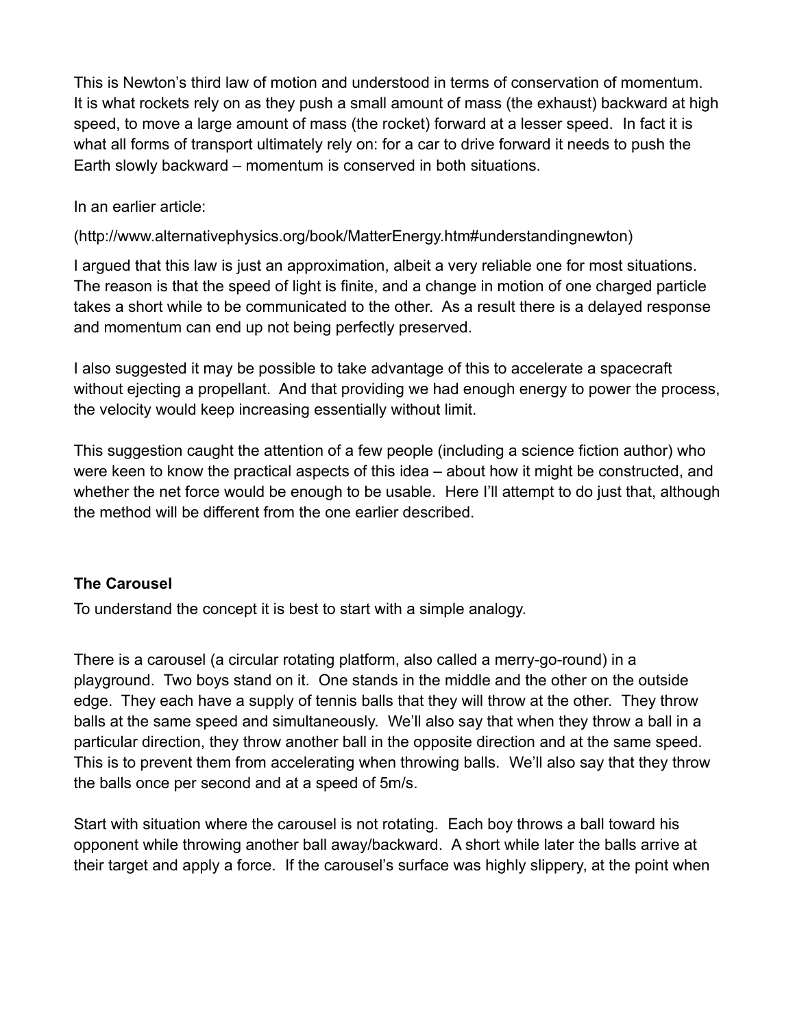This is Newton's third law of motion and understood in terms of conservation of momentum. It is what rockets rely on as they push a small amount of mass (the exhaust) backward at high speed, to move a large amount of mass (the rocket) forward at a lesser speed. In fact it is what all forms of transport ultimately rely on: for a car to drive forward it needs to push the Earth slowly backward – momentum is conserved in both situations.

In an earlier article:

(http://www.alternativephysics.org/book/MatterEnergy.htm#understandingnewton)

I argued that this law is just an approximation, albeit a very reliable one for most situations. The reason is that the speed of light is finite, and a change in motion of one charged particle takes a short while to be communicated to the other. As a result there is a delayed response and momentum can end up not being perfectly preserved.

I also suggested it may be possible to take advantage of this to accelerate a spacecraft without ejecting a propellant. And that providing we had enough energy to power the process, the velocity would keep increasing essentially without limit.

This suggestion caught the attention of a few people (including a science fiction author) who were keen to know the practical aspects of this idea – about how it might be constructed, and whether the net force would be enough to be usable. Here I'll attempt to do just that, although the method will be different from the one earlier described.

### The Carousel

To understand the concept it is best to start with a simple analogy.

There is a carousel (a circular rotating platform, also called a merry-go-round) in a playground. Two boys stand on it. One stands in the middle and the other on the outside edge. They each have a supply of tennis balls that they will throw at the other. They throw balls at the same speed and simultaneously. We'll also say that when they throw a ball in a particular direction, they throw another ball in the opposite direction and at the same speed. This is to prevent them from accelerating when throwing balls. We'll also say that they throw the balls once per second and at a speed of 5m/s.

Start with situation where the carousel is not rotating. Each boy throws a ball toward his opponent while throwing another ball away/backward. A short while later the balls arrive at their target and apply a force. If the carousel's surface was highly slippery, at the point when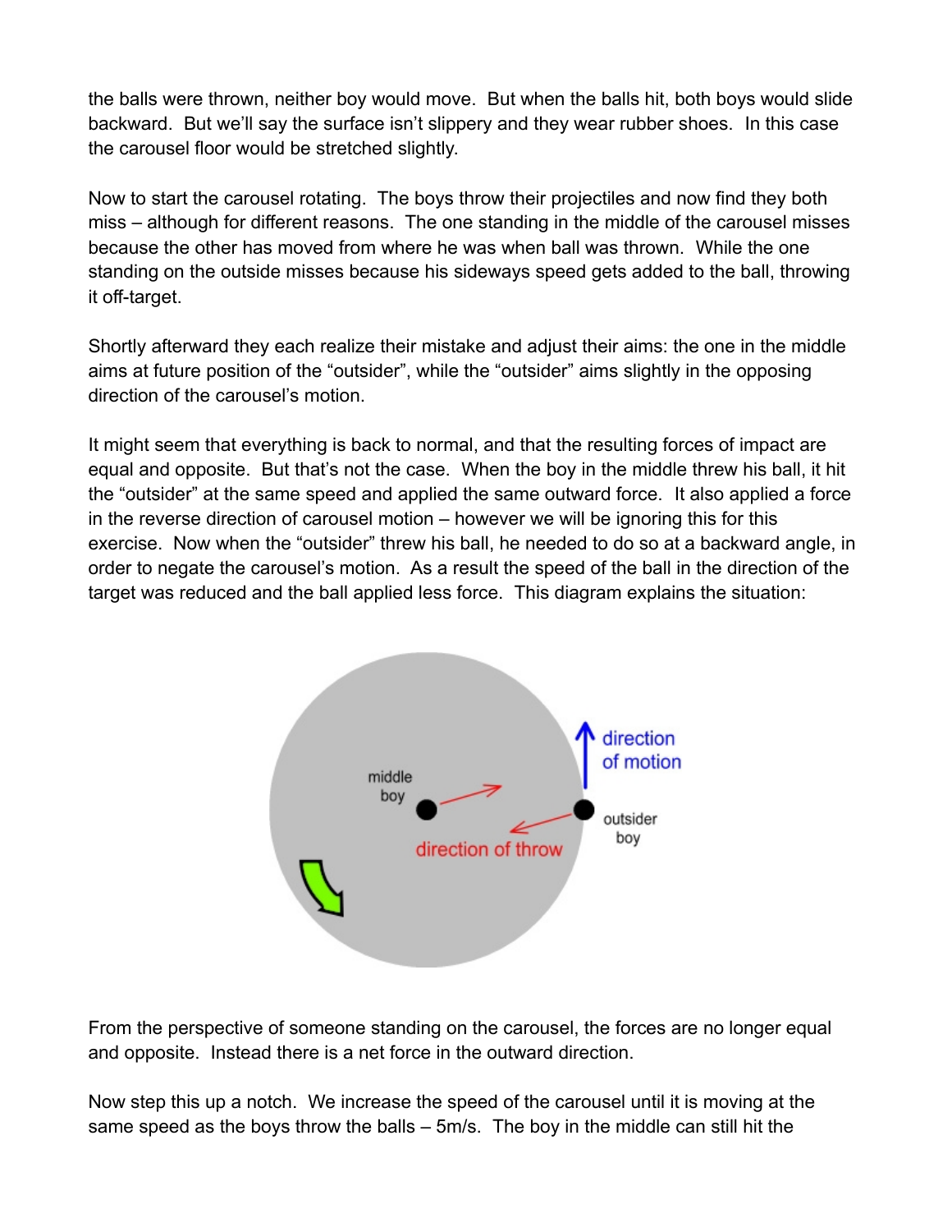the balls were thrown, neither boy would move. But when the balls hit, both boys would slide backward. But we'll say the surface isn't slippery and they wear rubber shoes. In this case the carousel floor would be stretched slightly.

Now to start the carousel rotating. The boys throw their projectiles and now find they both miss – although for different reasons. The one standing in the middle of the carousel misses because the other has moved from where he was when ball was thrown. While the one standing on the outside misses because his sideways speed gets added to the ball, throwing it off-target.

Shortly afterward they each realize their mistake and adjust their aims: the one in the middle aims at future position of the "outsider", while the "outsider" aims slightly in the opposing direction of the carousel's motion.

It might seem that everything is back to normal, and that the resulting forces of impact are equal and opposite. But that's not the case. When the boy in the middle threw his ball, it hit the "outsider" at the same speed and applied the same outward force. It also applied a force in the reverse direction of carousel motion – however we will be ignoring this for this exercise. Now when the "outsider" threw his ball, he needed to do so at a backward angle, in order to negate the carousel's motion. As a result the speed of the ball in the direction of the target was reduced and the ball applied less force. This diagram explains the situation:

From the perspective of someone standing on the carousel, the forces are no longer equal and opposite. Instead there is a net force in the outward direction.

Now step this up a notch. We increase the speed of the carousel until it is moving at the same speed as the boys throw the balls – 5m/s. The boy in the middle can still hit the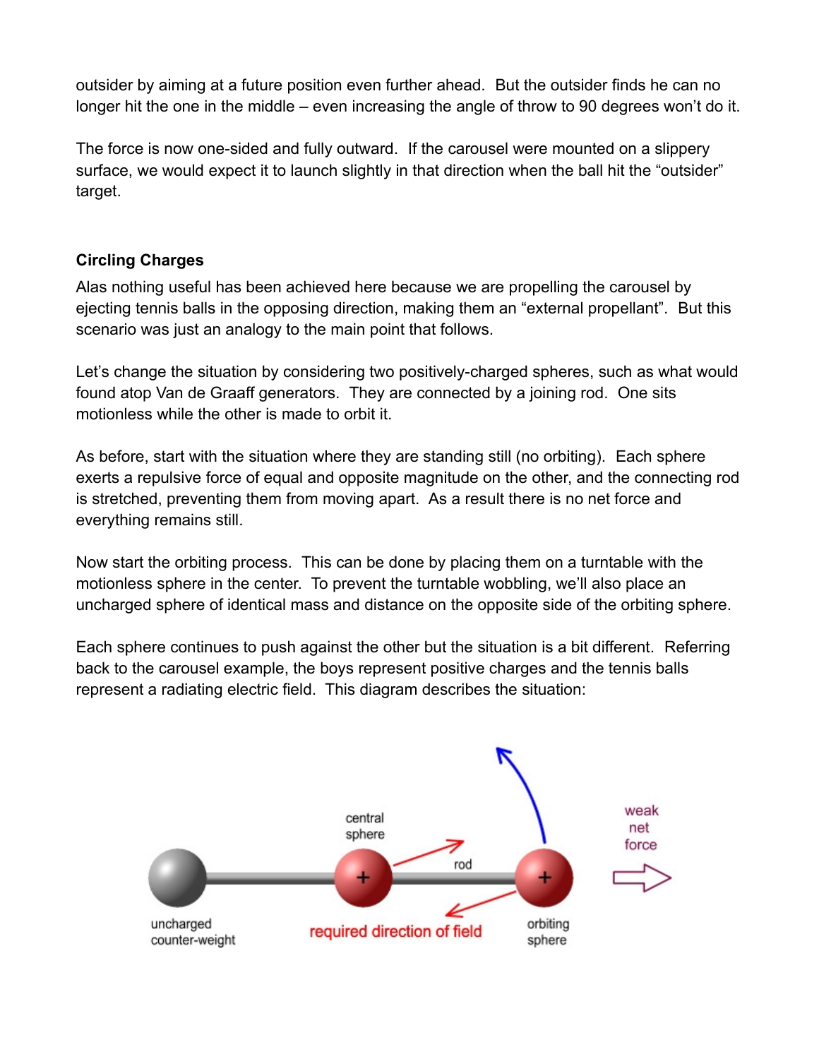outsider by aiming at a future position even further ahead. But the outsider finds he can no longer hit the one in the middle – even increasing the angle of throw to 90 degrees won't do it.

The force is now one-sided and fully outward. If the carousel were mounted on a slippery surface, we would expect it to launch slightly in that direction when the ball hit the "outsider" target.

### Circling Charges

Alas nothing useful has been achieved here because we are propelling the carousel by ejecting tennis balls in the opposing direction, making them an "external propellant". But this scenario was just an analogy to the main point that follows.

Let's change the situation by considering two positively-charged spheres, such as what would found atop Van de Graaff generators. They are connected by a joining rod. One sits motionless while the other is made to orbit it.

As before, start with the situation where they are standing still (no orbiting). Each sphere exerts a repulsive force of equal and opposite magnitude on the other, and the connecting rod is stretched, preventing them from moving apart. As a result there is no net force and everything remains still.

Now start the orbiting process. This can be done by placing them on a turntable with the motionless sphere in the center. To prevent the turntable wobbling, we'll also place an uncharged sphere of identical mass and distance on the opposite side of the orbiting sphere.

Each sphere continues to push against the other but the situation is a bit different. Referring back to the carousel example, the boys represent positive charges and the tennis balls represent a radiating electric field. This diagram describes the situation: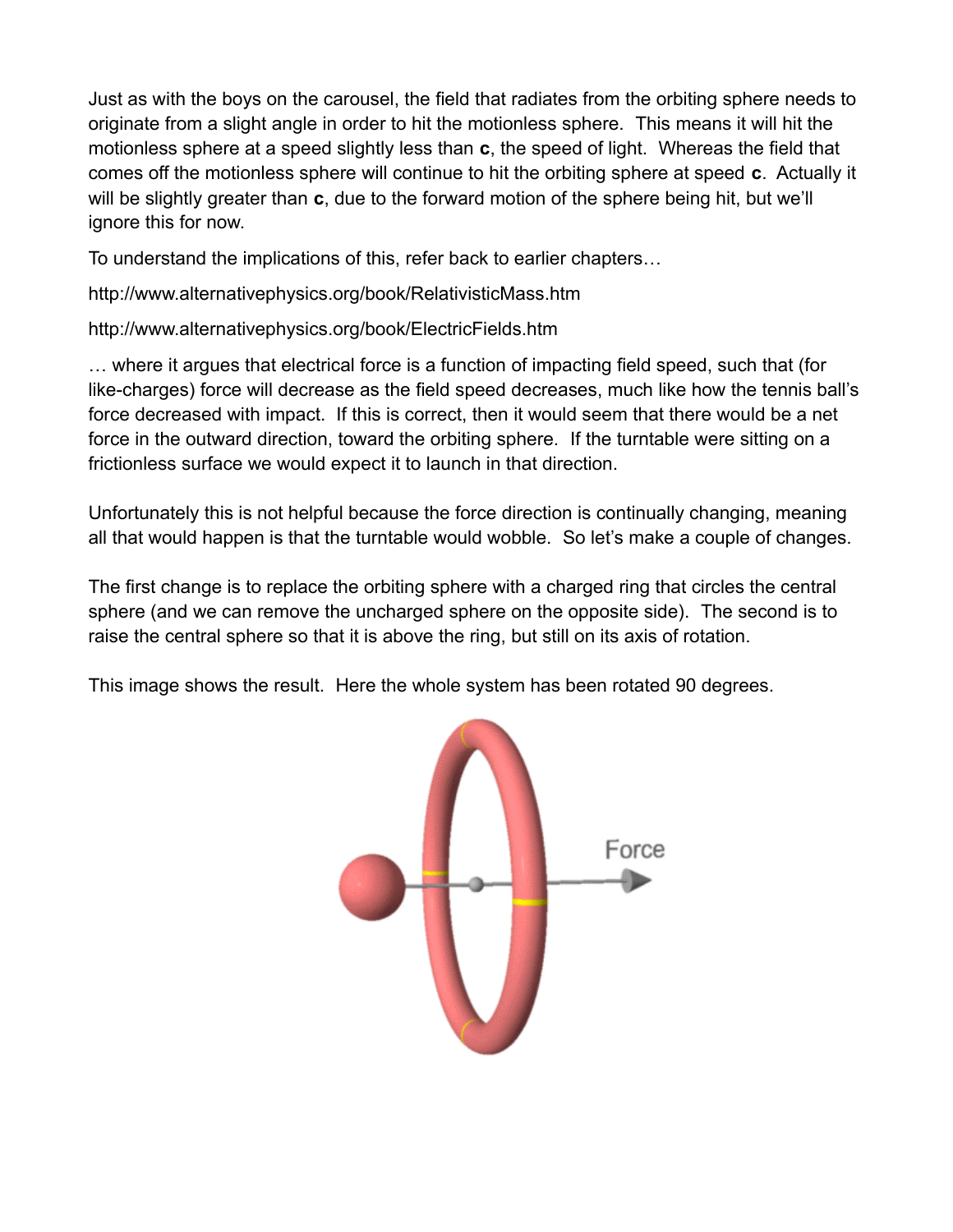Just as with the boys on the carousel, the field that radiates from the orbiting sphere needs to originate from a slight angle in order to hit the motionless sphere. This means it will hit the motionless sphere at a speed slightly less than **c**, the speed of light. Whereas the field that comes off the motionless sphere will continue to hit the orbiting sphere at speed **c**. Actually it will be slightly greater than **c**, due to the forward motion of the sphere being hit, but we'll ignore this for now.

To understand the implications of this, refer back to earlier chapters…

http://www.alternativephysics.org/book/RelativisticMass.htm

http://www.alternativephysics.org/book/ElectricFields.htm

… where it argues that electrical force is a function of impacting field speed, such that (for like-charges) force will decrease as the field speed decreases, much like how the tennis ball's force decreased with impact. If this is correct, then it would seem that there would be a net force in the outward direction, toward the orbiting sphere. If the turntable were sitting on a frictionless surface we would expect it to launch in that direction.

Unfortunately this is not helpful because the force direction is continually changing, meaning all that would happen is that the turntable would wobble. So let's make a couple of changes.

The first change is to replace the orbiting sphere with a charged ring that circles the central sphere (and we can remove the uncharged sphere on the opposite side). The second is to raise the central sphere so that it is above the ring, but still on its axis of rotation.

This image shows the result. Here the whole system has been rotated 90 degrees.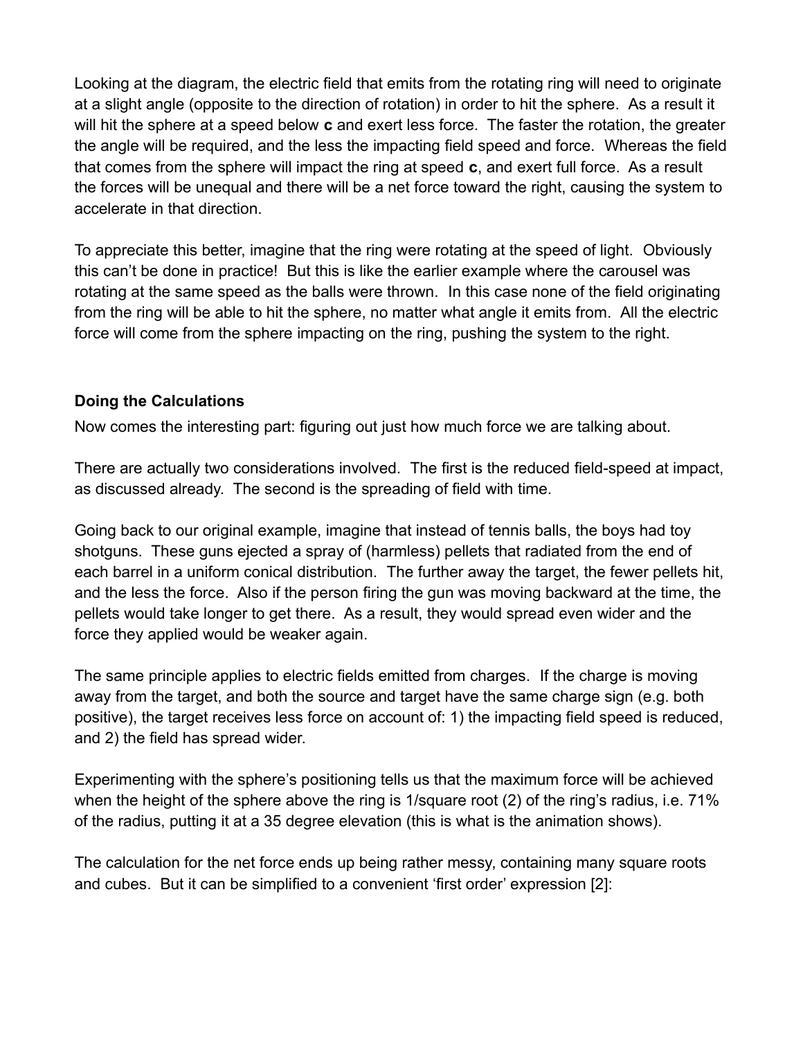Looking at the diagram, the electric field that emits from the rotating ring will need to originate at a slight angle (opposite to the direction of rotation) in order to hit the sphere. As a result it will hit the sphere at a speed below **c** and exert less force. The faster the rotation, the greater the angle will be required, and the less the impacting field speed and force. Whereas the field that comes from the sphere will impact the ring at speed **c**, and exert full force. As a result the forces will be unequal and there will be a net force toward the right, causing the system to accelerate in that direction.

To appreciate this better, imagine that the ring were rotating at the speed of light. Obviously this can't be done in practice! But this is like the earlier example where the carousel was rotating at the same speed as the balls were thrown. In this case none of the field originating from the ring will be able to hit the sphere, no matter what angle it emits from. All the electric force will come from the sphere impacting on the ring, pushing the system to the right.

**Doing the Calculations**

Now comes the interesting part: figuring out just how much force we are talking about.

There are actually two considerations involved. The first is the reduced field-speed at impact, as discussed already. The second is the spreading of field with time.

Going back to our original example, imagine that instead of tennis balls, the boys had toy shotguns. These guns ejected a spray of (harmless) pellets that radiated from the end of each barrel in a uniform conical distribution. The further away the target, the fewer pellets hit, and the less the force. Also if the person firing the gun was moving backward at the time, the pellets would take longer to get there. As a result, they would spread even wider and the force they applied would be weaker again.

The same principle applies to electric fields emitted from charges. If the charge is moving away from the target, and both the source and target have the same charge sign (e.g. both positive), the target receives less force on account of: 1) the impacting field speed is reduced, and 2) the field has spread wider.

Experimenting with the sphere's positioning tells us that the maximum force will be achieved when the height of the sphere above the ring is 1/square root (2) of the ring's radius, i.e. 71% of the radius, putting it at a 35 degree elevation (this is what is the animation shows).

The calculation for the net force ends up being rather messy, containing many square roots and cubes. But it can be simplified to a convenient 'first order' expression [2]: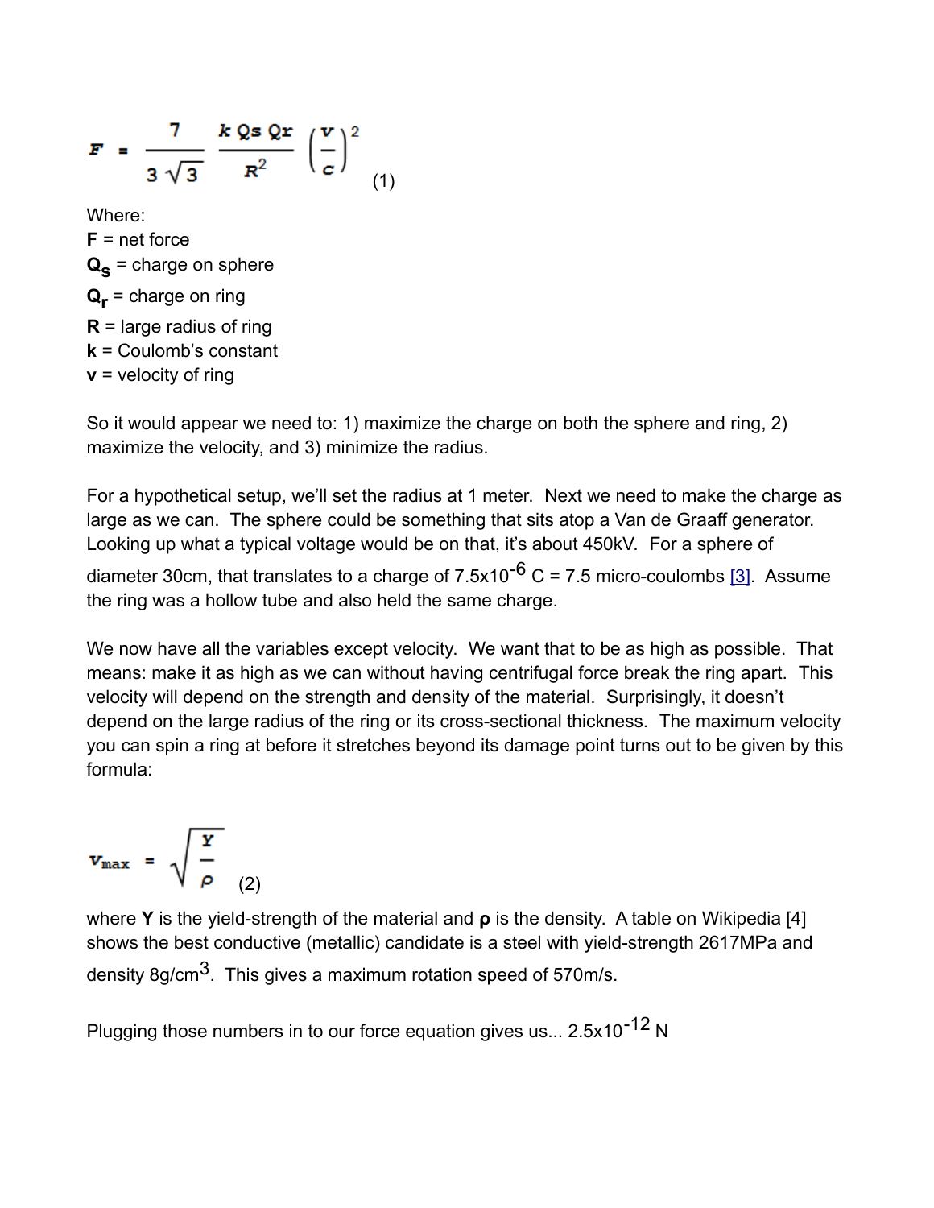$$F = \frac{7}{3\sqrt{3}} \frac{k\,Q_s\,Q_r}{R^2} \left(\frac{v}{c}\right)^2 \quad (1)$$

Where:

**F** = net force
$\mathbf{Q_s}$ = charge on sphere
$\mathbf{Q_r}$ = charge on ring
**R** = large radius of ring
**k** = Coulomb's constant
**v** = velocity of ring

So it would appear we need to: 1) maximize the charge on both the sphere and ring, 2) maximize the velocity, and 3) minimize the radius.

For a hypothetical setup, we'll set the radius at 1 meter. Next we need to make the charge as large as we can. The sphere could be something that sits atop a Van de Graaff generator. Looking up what a typical voltage would be on that, it's about 450kV. For a sphere of diameter 30cm, that translates to a charge of $7.5 \times 10^{-6}$ C = 7.5 micro-coulombs [3]. Assume the ring was a hollow tube and also held the same charge.

We now have all the variables except velocity. We want that to be as high as possible. That means: make it as high as we can without having centrifugal force break the ring apart. This velocity will depend on the strength and density of the material. Surprisingly, it doesn't depend on the large radius of the ring or its cross-sectional thickness. The maximum velocity you can spin a ring at before it stretches beyond its damage point turns out to be given by this formula:

$$v_{max} = \sqrt{\frac{Y}{\rho}} \quad (2)$$

where **Y** is the yield-strength of the material and **ρ** is the density. A table on Wikipedia [4] shows the best conductive (metallic) candidate is a steel with yield-strength 2617MPa and density 8g/cm³. This gives a maximum rotation speed of 570m/s.

Plugging those numbers in to our force equation gives us... $2.5 \times 10^{-12}$ N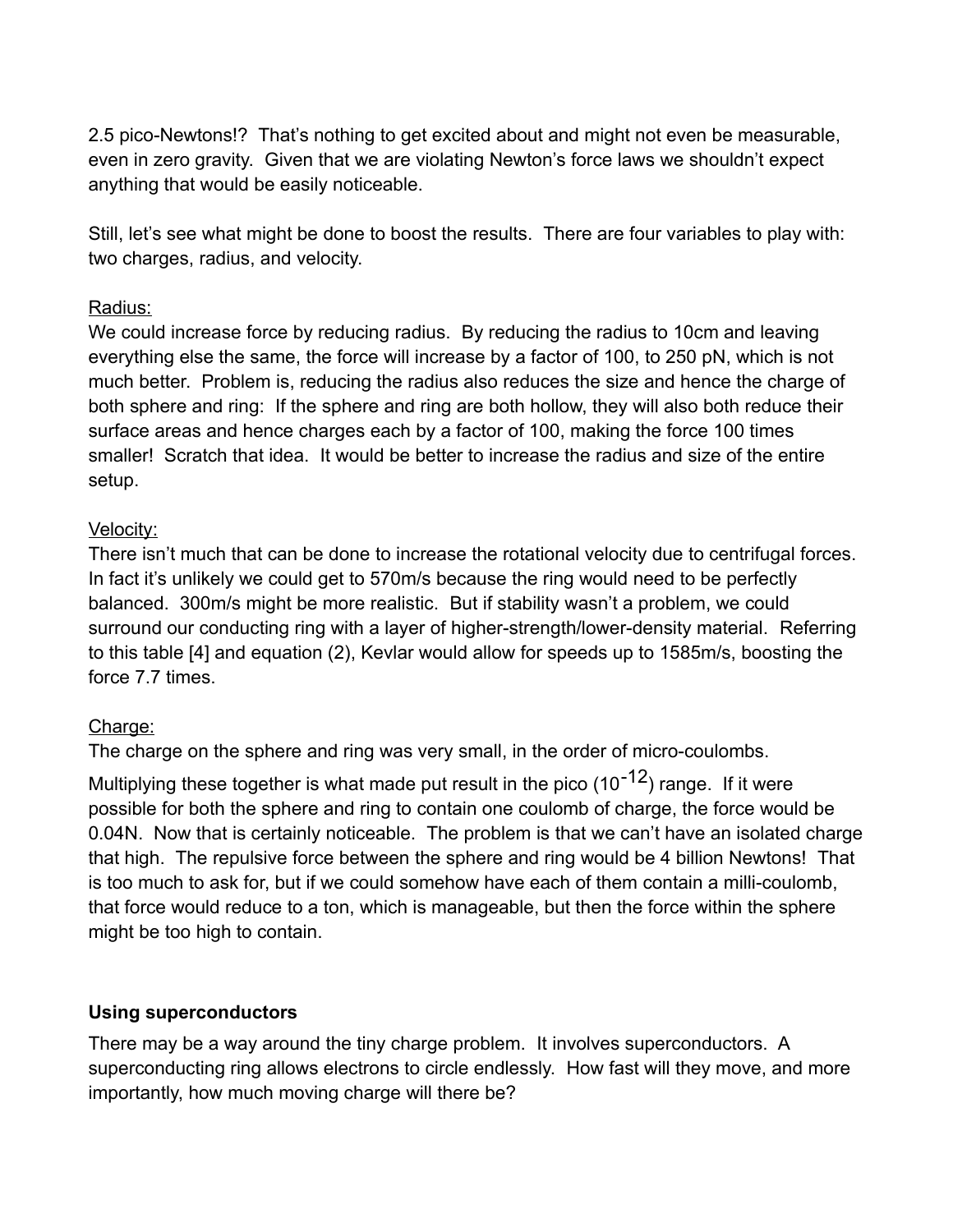2.5 pico-Newtons!? That's nothing to get excited about and might not even be measurable, even in zero gravity. Given that we are violating Newton's force laws we shouldn't expect anything that would be easily noticeable.

Still, let's see what might be done to boost the results. There are four variables to play with: two charges, radius, and velocity.

Radius:
We could increase force by reducing radius. By reducing the radius to 10cm and leaving everything else the same, the force will increase by a factor of 100, to 250 pN, which is not much better. Problem is, reducing the radius also reduces the size and hence the charge of both sphere and ring: If the sphere and ring are both hollow, they will also both reduce their surface areas and hence charges each by a factor of 100, making the force 100 times smaller! Scratch that idea. It would be better to increase the radius and size of the entire setup.

Velocity:
There isn't much that can be done to increase the rotational velocity due to centrifugal forces. In fact it's unlikely we could get to 570m/s because the ring would need to be perfectly balanced. 300m/s might be more realistic. But if stability wasn't a problem, we could surround our conducting ring with a layer of higher-strength/lower-density material. Referring to this table [4] and equation (2), Kevlar would allow for speeds up to 1585m/s, boosting the force 7.7 times.

Charge:
The charge on the sphere and ring was very small, in the order of micro-coulombs. Multiplying these together is what made put result in the pico ($10^{-12}$) range. If it were possible for both the sphere and ring to contain one coulomb of charge, the force would be 0.04N. Now that is certainly noticeable. The problem is that we can't have an isolated charge that high. The repulsive force between the sphere and ring would be 4 billion Newtons! That is too much to ask for, but if we could somehow have each of them contain a milli-coulomb, that force would reduce to a ton, which is manageable, but then the force within the sphere might be too high to contain.

## Using superconductors

There may be a way around the tiny charge problem. It involves superconductors. A superconducting ring allows electrons to circle endlessly. How fast will they move, and more importantly, how much moving charge will there be?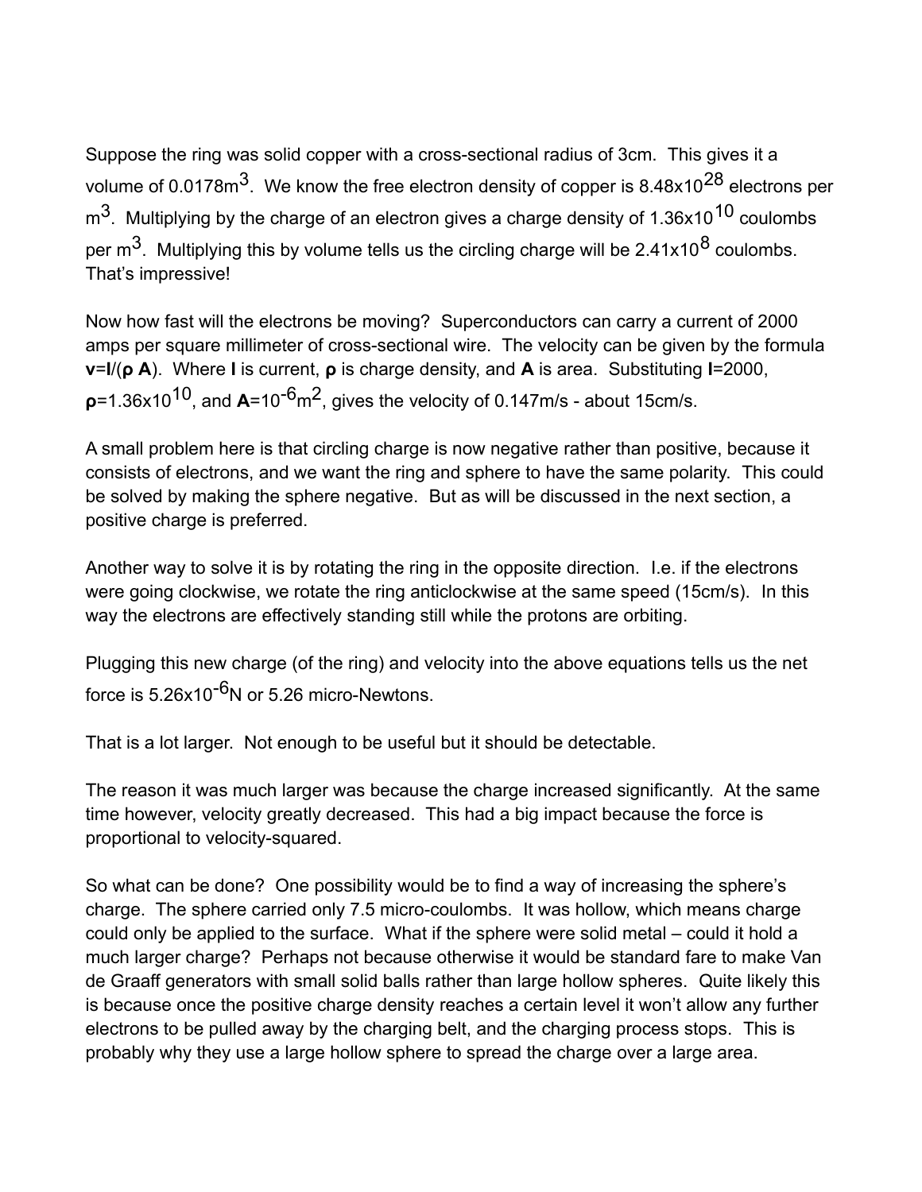Suppose the ring was solid copper with a cross-sectional radius of 3cm. This gives it a volume of $0.0178\text{m}^3$. We know the free electron density of copper is $8.48\text{x}10^{28}$ electrons per $\text{m}^3$. Multiplying by the charge of an electron gives a charge density of $1.36\text{x}10^{10}$ coulombs per $\text{m}^3$. Multiplying this by volume tells us the circling charge will be $2.41\text{x}10^{8}$ coulombs. That's impressive!

Now how fast will the electrons be moving? Superconductors can carry a current of 2000 amps per square millimeter of cross-sectional wire. The velocity can be given by the formula $\mathbf{v}=\mathbf{I}/(\boldsymbol{\rho}\ \mathbf{A})$. Where $\mathbf{I}$ is current, $\boldsymbol{\rho}$ is charge density, and $\mathbf{A}$ is area. Substituting $\mathbf{I}=2000$, $\boldsymbol{\rho}=1.36\text{x}10^{10}$, and $\mathbf{A}=10^{-6}\text{m}^2$, gives the velocity of 0.147m/s - about 15cm/s.

A small problem here is that circling charge is now negative rather than positive, because it consists of electrons, and we want the ring and sphere to have the same polarity. This could be solved by making the sphere negative. But as will be discussed in the next section, a positive charge is preferred.

Another way to solve it is by rotating the ring in the opposite direction. I.e. if the electrons were going clockwise, we rotate the ring anticlockwise at the same speed (15cm/s). In this way the electrons are effectively standing still while the protons are orbiting.

Plugging this new charge (of the ring) and velocity into the above equations tells us the net force is $5.26\text{x}10^{-6}\text{N}$ or 5.26 micro-Newtons.

That is a lot larger. Not enough to be useful but it should be detectable.

The reason it was much larger was because the charge increased significantly. At the same time however, velocity greatly decreased. This had a big impact because the force is proportional to velocity-squared.

So what can be done? One possibility would be to find a way of increasing the sphere's charge. The sphere carried only 7.5 micro-coulombs. It was hollow, which means charge could only be applied to the surface. What if the sphere were solid metal – could it hold a much larger charge? Perhaps not because otherwise it would be standard fare to make Van de Graaff generators with small solid balls rather than large hollow spheres. Quite likely this is because once the positive charge density reaches a certain level it won't allow any further electrons to be pulled away by the charging belt, and the charging process stops. This is probably why they use a large hollow sphere to spread the charge over a large area.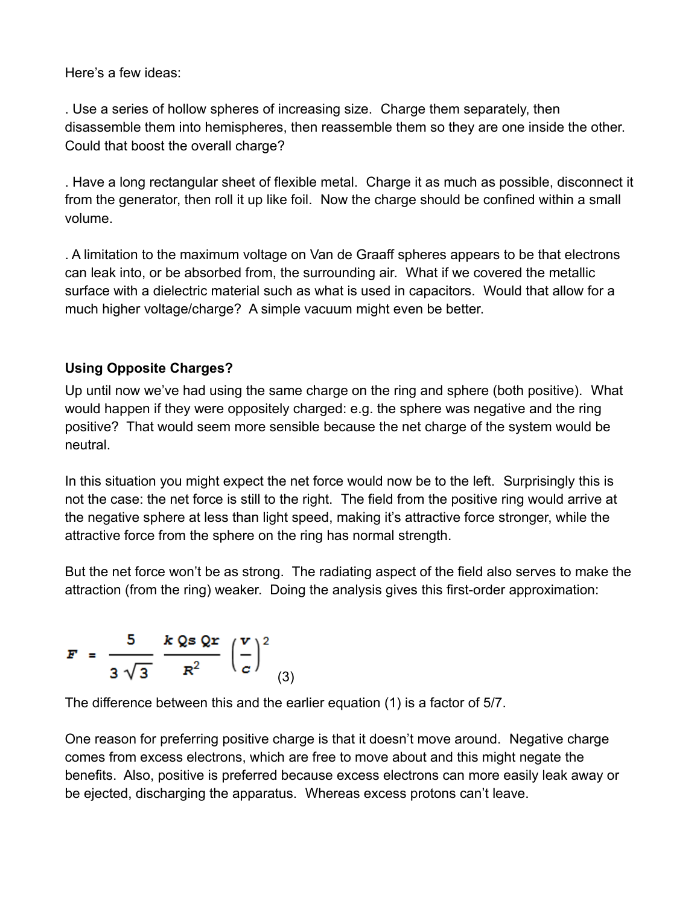Here's a few ideas:

. Use a series of hollow spheres of increasing size. Charge them separately, then disassemble them into hemispheres, then reassemble them so they are one inside the other. Could that boost the overall charge?

. Have a long rectangular sheet of flexible metal. Charge it as much as possible, disconnect it from the generator, then roll it up like foil. Now the charge should be confined within a small volume.

. A limitation to the maximum voltage on Van de Graaff spheres appears to be that electrons can leak into, or be absorbed from, the surrounding air. What if we covered the metallic surface with a dielectric material such as what is used in capacitors. Would that allow for a much higher voltage/charge? A simple vacuum might even be better.

**Using Opposite Charges?**

Up until now we've had using the same charge on the ring and sphere (both positive). What would happen if they were oppositely charged: e.g. the sphere was negative and the ring positive? That would seem more sensible because the net charge of the system would be neutral.

In this situation you might expect the net force would now be to the left. Surprisingly this is not the case: the net force is still to the right. The field from the positive ring would arrive at the negative sphere at less than light speed, making it's attractive force stronger, while the attractive force from the sphere on the ring has normal strength.

But the net force won't be as strong. The radiating aspect of the field also serves to make the attraction (from the ring) weaker. Doing the analysis gives this first-order approximation:

$$F = \frac{5}{3\sqrt{3}} \frac{k\,Qs\,Qr}{R^2} \left(\frac{v}{c}\right)^2 \tag{3}$$

The difference between this and the earlier equation (1) is a factor of 5/7.

One reason for preferring positive charge is that it doesn't move around. Negative charge comes from excess electrons, which are free to move about and this might negate the benefits. Also, positive is preferred because excess electrons can more easily leak away or be ejected, discharging the apparatus. Whereas excess protons can't leave.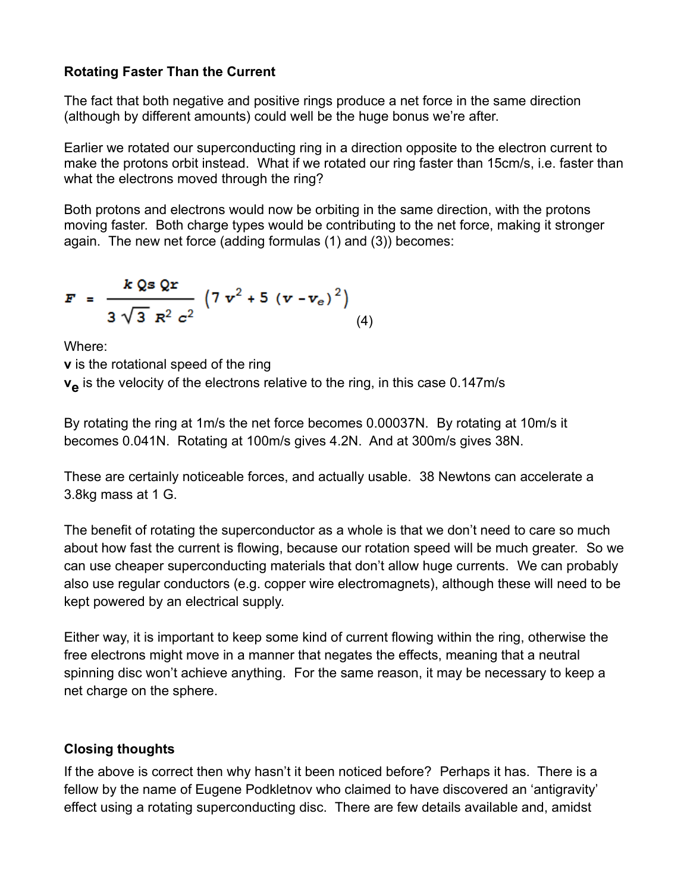**Rotating Faster Than the Current**

The fact that both negative and positive rings produce a net force in the same direction (although by different amounts) could well be the huge bonus we're after.

Earlier we rotated our superconducting ring in a direction opposite to the electron current to make the protons orbit instead. What if we rotated our ring faster than 15cm/s, i.e. faster than what the electrons moved through the ring?

Both protons and electrons would now be orbiting in the same direction, with the protons moving faster. Both charge types would be contributing to the net force, making it stronger again. The new net force (adding formulas (1) and (3)) becomes:

$$F = \frac{k\, Qs\, Qr}{3\sqrt{3}\, R^2\, c^2}\left(7\,v^2 + 5\,(v - v_e)^2\right) \tag{4}$$

Where:

**v** is the rotational speed of the ring

$\mathbf{v_e}$ is the velocity of the electrons relative to the ring, in this case 0.147m/s

By rotating the ring at 1m/s the net force becomes 0.00037N. By rotating at 10m/s it becomes 0.041N. Rotating at 100m/s gives 4.2N. And at 300m/s gives 38N.

These are certainly noticeable forces, and actually usable. 38 Newtons can accelerate a 3.8kg mass at 1 G.

The benefit of rotating the superconductor as a whole is that we don't need to care so much about how fast the current is flowing, because our rotation speed will be much greater. So we can use cheaper superconducting materials that don't allow huge currents. We can probably also use regular conductors (e.g. copper wire electromagnets), although these will need to be kept powered by an electrical supply.

Either way, it is important to keep some kind of current flowing within the ring, otherwise the free electrons might move in a manner that negates the effects, meaning that a neutral spinning disc won't achieve anything. For the same reason, it may be necessary to keep a net charge on the sphere.

**Closing thoughts**

If the above is correct then why hasn't it been noticed before? Perhaps it has. There is a fellow by the name of Eugene Podkletnov who claimed to have discovered an 'antigravity' effect using a rotating superconducting disc. There are few details available and, amidst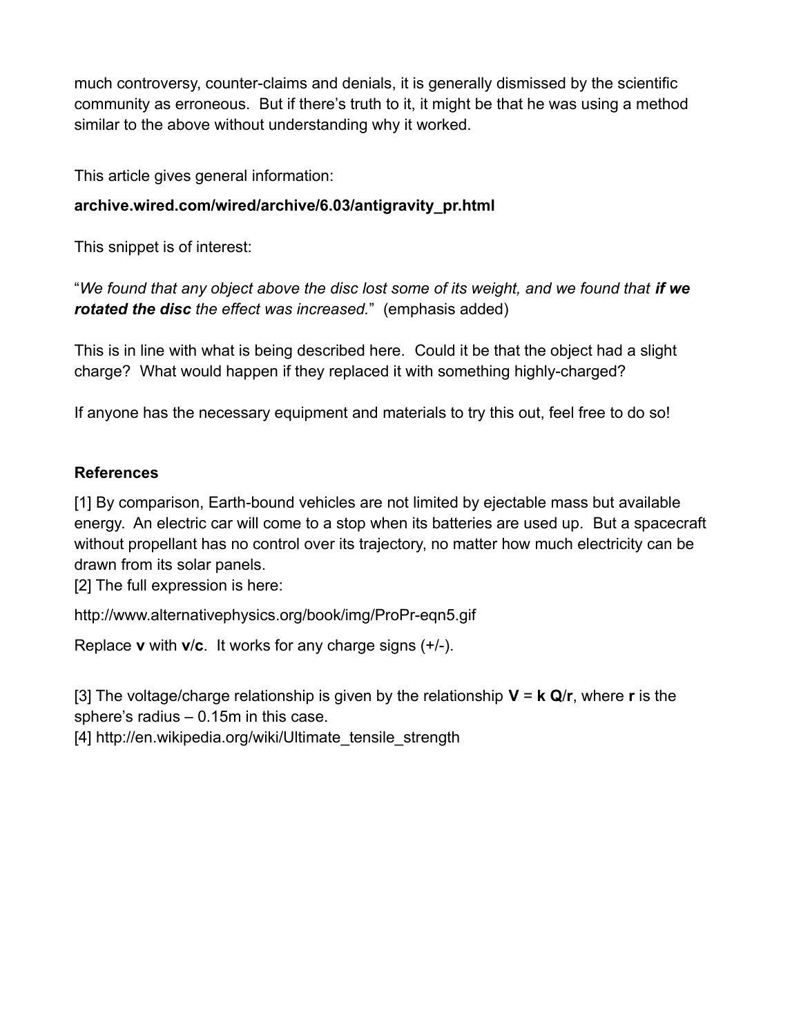much controversy, counter-claims and denials, it is generally dismissed by the scientific community as erroneous. But if there's truth to it, it might be that he was using a method similar to the above without understanding why it worked.

This article gives general information:

**archive.wired.com/wired/archive/6.03/antigravity_pr.html**

This snippet is of interest:

"*We found that any object above the disc lost some of its weight, and we found that **if we rotated the disc** the effect was increased.*" (emphasis added)

This is in line with what is being described here. Could it be that the object had a slight charge? What would happen if they replaced it with something highly-charged?

If anyone has the necessary equipment and materials to try this out, feel free to do so!

**References**

[1] By comparison, Earth-bound vehicles are not limited by ejectable mass but available energy. An electric car will come to a stop when its batteries are used up. But a spacecraft without propellant has no control over its trajectory, no matter how much electricity can be drawn from its solar panels.

[2] The full expression is here:

http://www.alternativephysics.org/book/img/ProPr-eqn5.gif

Replace **v** with **v**/**c**. It works for any charge signs (+/-).

[3] The voltage/charge relationship is given by the relationship $\mathbf{V} = \mathbf{k}\ \mathbf{Q}/\mathbf{r}$, where **r** is the sphere's radius – 0.15m in this case.

[4] http://en.wikipedia.org/wiki/Ultimate_tensile_strength